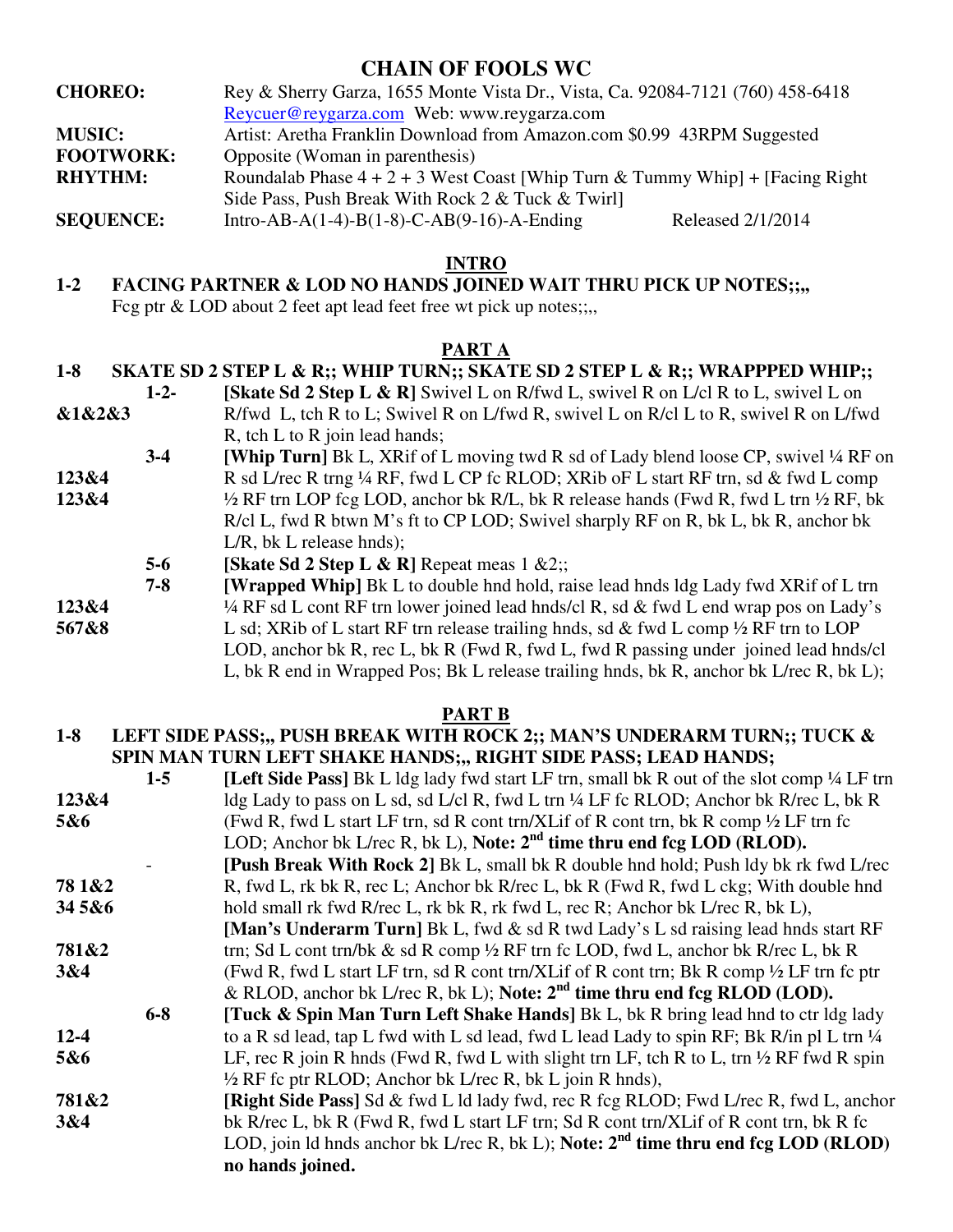# CHAIN OF FOOLS WC

| | |
|---|---|
| **CHOREO:** | Rey & Sherry Garza, 1655 Monte Vista Dr., Vista, Ca. 92084-7121 (760) 458-6418 Reycuer@reygarza.com Web: www.reygarza.com |
| **MUSIC:** | Artist: Aretha Franklin Download from Amazon.com $0.99 43RPM Suggested |
| **FOOTWORK:** | Opposite (Woman in parenthesis) |
| **RHYTHM:** | Roundalab Phase 4 + 2 + 3 West Coast [Whip Turn & Tummy Whip] + [Facing Right Side Pass, Push Break With Rock 2 & Tuck & Twirl] |
| **SEQUENCE:** | Intro-AB-A(1-4)-B(1-8)-C-AB(9-16)-A-Ending    Released 2/1/2014 |

## INTRO

**1-2 FACING PARTNER & LOD NO HANDS JOINED WAIT THRU PICK UP NOTES;;,,**
Fcg ptr & LOD about 2 feet apt lead feet free wt pick up notes;;,,

## PART A

**1-8 SKATE SD 2 STEP L & R;; WHIP TURN;; SKATE SD 2 STEP L & R;; WRAPPPED WHIP;;**

**1-2-** &1&2&3 — **[Skate Sd 2 Step L & R]** Swivel L on R/fwd L, swivel R on L/cl R to L, swivel L on R/fwd L, tch R to L; Swivel R on L/fwd R, swivel L on R/cl L to R, swivel R on L/fwd R, tch L to R join lead hands;

**3-4** 123&4 123&4 — **[Whip Turn]** Bk L, XRif of L moving twd R sd of Lady blend loose CP, swivel ¼ RF on R sd L/rec R trng ¼ RF, fwd L CP fc RLOD; XRib oF L start RF trn, sd & fwd L comp ½ RF trn LOP fcg LOD, anchor bk R/L, bk R release hands (Fwd R, fwd L trn ½ RF, bk R/cl L, fwd R btwn M's ft to CP LOD; Swivel sharply RF on R, bk L, bk R, anchor bk L/R, bk L release hnds);

**5-6** — **[Skate Sd 2 Step L & R]** Repeat meas 1 &2;;

**7-8** 123&4 567&8 — **[Wrapped Whip]** Bk L to double hnd hold, raise lead hnds ldg Lady fwd XRif of L trn ¼ RF sd L cont RF trn lower joined lead hnds/cl R, sd & fwd L end wrap pos on Lady's L sd; XRib of L start RF trn release trailing hnds, sd & fwd L comp ½ RF trn to LOP LOD, anchor bk R, rec L, bk R (Fwd R, fwd L, fwd R passing under joined lead hnds/cl L, bk R end in Wrapped Pos; Bk L release trailing hnds, bk R, anchor bk L/rec R, bk L);

## PART B

**1-8 LEFT SIDE PASS;,, PUSH BREAK WITH ROCK 2;; MAN'S UNDERARM TURN;; TUCK & SPIN MAN TURN LEFT SHAKE HANDS;,, RIGHT SIDE PASS; LEAD HANDS;**

**1-5** 123&4 5&6 — **[Left Side Pass]** Bk L ldg lady fwd start LF trn, small bk R out of the slot comp ¼ LF trn ldg Lady to pass on L sd, sd L/cl R, fwd L trn ¼ LF fc RLOD; Anchor bk R/rec L, bk R (Fwd R, fwd L start LF trn, sd R cont trn/XLif of R cont trn, bk R comp ½ LF trn fc LOD; Anchor bk L/rec R, bk L), **Note: 2nd time thru end fcg LOD (RLOD).**

**-** 78 1&2 34 5&6 — **[Push Break With Rock 2]** Bk L, small bk R double hnd hold; Push ldy bk rk fwd L/rec R, fwd L, rk bk R, rec L; Anchor bk R/rec L, bk R (Fwd R, fwd L ckg; With double hnd hold small rk fwd R/rec L, rk bk R, rk fwd L, rec R; Anchor bk L/rec R, bk L),

781&2 3&4 — **[Man's Underarm Turn]** Bk L, fwd & sd R twd Lady's L sd raising lead hnds start RF trn; Sd L cont trn/bk & sd R comp ½ RF trn fc LOD, fwd L, anchor bk R/rec L, bk R (Fwd R, fwd L start LF trn, sd R cont trn/XLif of R cont trn; Bk R comp ½ LF trn fc ptr & RLOD, anchor bk L/rec R, bk L); **Note: 2nd time thru end fcg RLOD (LOD).**

**6-8** 12-4 5&6 — **[Tuck & Spin Man Turn Left Shake Hands]** Bk L, bk R bring lead hnd to ctr ldg lady to a R sd lead, tap L fwd with L sd lead, fwd L lead Lady to spin RF; Bk R/in pl L trn ¼ LF, rec R join R hnds (Fwd R, fwd L with slight trn LF, tch R to L, trn ½ RF fwd R spin ½ RF fc ptr RLOD; Anchor bk L/rec R, bk L join R hnds),

781&2 3&4 — **[Right Side Pass]** Sd & fwd L ld lady fwd, rec R fcg RLOD; Fwd L/rec R, fwd L, anchor bk R/rec L, bk R (Fwd R, fwd L start LF trn; Sd R cont trn/XLif of R cont trn, bk R fc LOD, join ld hnds anchor bk L/rec R, bk L); **Note: 2nd time thru end fcg LOD (RLOD) no hands joined.**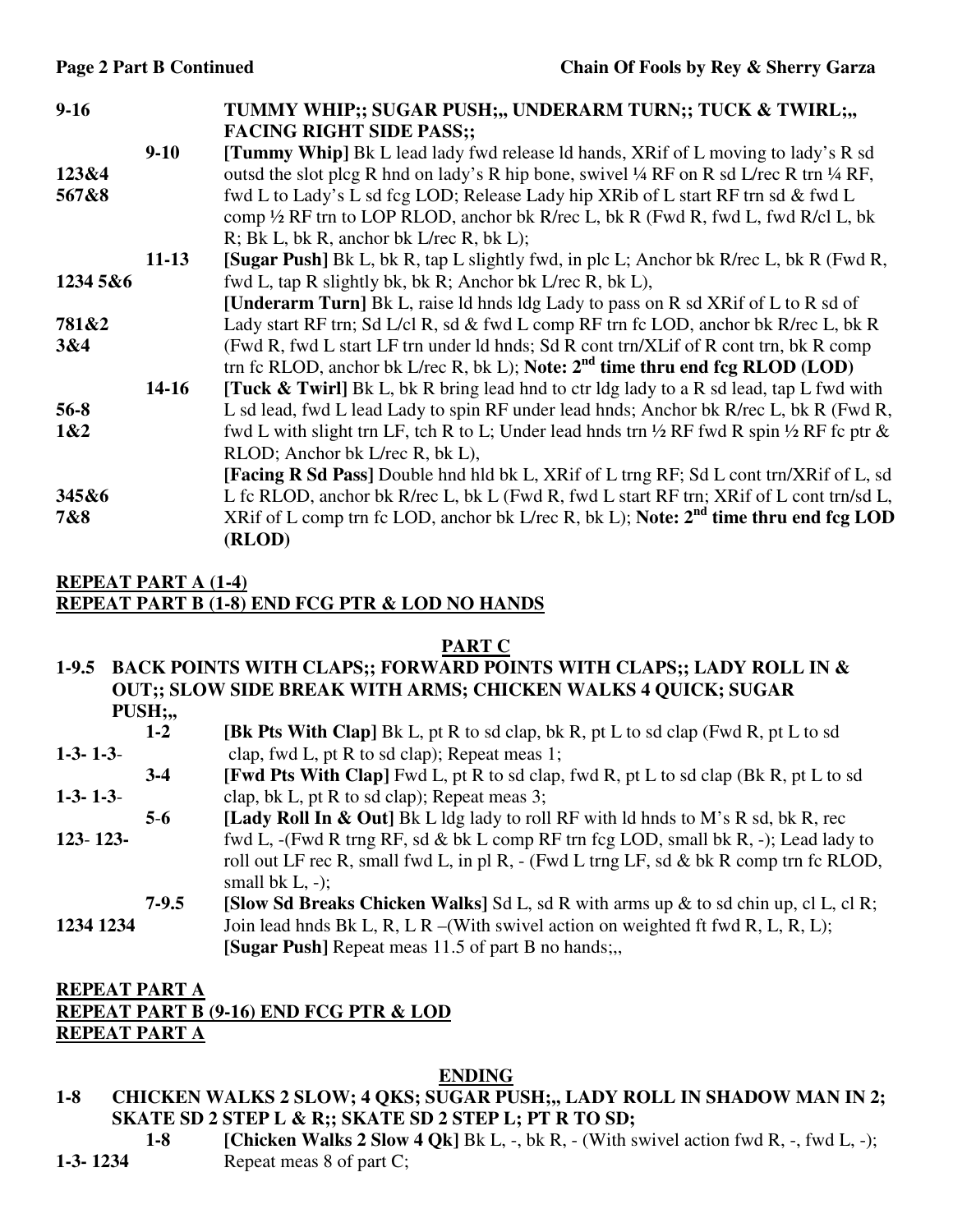**Page 2 Part B Continued** **Chain Of Fools by Rey & Sherry Garza**

**9-16 TUMMY WHIP;; SUGAR PUSH;,, UNDERARM TURN;; TUCK & TWIRL;,, FACING RIGHT SIDE PASS;;**

**9-10** **[Tummy Whip]** Bk L lead lady fwd release ld hands, XRif of L moving to lady's R sd outsd the slot plcg R hnd on lady's R hip bone, swivel ¼ RF on R sd L/rec R trn ¼ RF, fwd L to Lady's L sd fcg LOD; Release Lady hip XRib of L start RF trn sd & fwd L comp ½ RF trn to LOP RLOD, anchor bk R/rec L, bk R (Fwd R, fwd L, fwd R/cl L, bk R; Bk L, bk R, anchor bk L/rec R, bk L);

123&4
567&8

**11-13** **[Sugar Push]** Bk L, bk R, tap L slightly fwd, in plc L; Anchor bk R/rec L, bk R (Fwd R, fwd L, tap R slightly bk, bk R; Anchor bk L/rec R, bk L),

1234 5&6

**[Underarm Turn]** Bk L, raise ld hnds ldg Lady to pass on R sd XRif of L to R sd of Lady start RF trn; Sd L/cl R, sd & fwd L comp RF trn fc LOD, anchor bk R/rec L, bk R (Fwd R, fwd L start LF trn under ld hnds; Sd R cont trn/XLif of R cont trn, bk R comp trn fc RLOD, anchor bk L/rec R, bk L); **Note: 2nd time thru end fcg RLOD (LOD)**

781&2
3&4

**14-16** **[Tuck & Twirl]** Bk L, bk R bring lead hnd to ctr ldg lady to a R sd lead, tap L fwd with L sd lead, fwd L lead Lady to spin RF under lead hnds; Anchor bk R/rec L, bk R (Fwd R, fwd L with slight trn LF, tch R to L; Under lead hnds trn ½ RF fwd R spin ½ RF fc ptr & RLOD; Anchor bk L/rec R, bk L),

56-8
1&2

**[Facing R Sd Pass]** Double hnd hld bk L, XRif of L trng RF; Sd L cont trn/XRif of L, sd L fc RLOD, anchor bk R/rec L, bk L (Fwd R, fwd L start RF trn; XRif of L cont trn/sd L, XRif of L comp trn fc LOD, anchor bk L/rec R, bk L); **Note: 2nd time thru end fcg LOD (RLOD)**

345&6
7&8

**REPEAT PART A (1-4)**
**REPEAT PART B (1-8) END FCG PTR & LOD NO HANDS**

## PART C

**1-9.5 BACK POINTS WITH CLAPS;; FORWARD POINTS WITH CLAPS;; LADY ROLL IN & OUT;; SLOW SIDE BREAK WITH ARMS; CHICKEN WALKS 4 QUICK; SUGAR PUSH;,,**

**1-2** **[Bk Pts With Clap]** Bk L, pt R to sd clap, bk R, pt L to sd clap (Fwd R, pt L to sd clap, fwd L, pt R to sd clap); Repeat meas 1;

1-3- 1-3-

**3-4** **[Fwd Pts With Clap]** Fwd L, pt R to sd clap, fwd R, pt L to sd clap (Bk R, pt L to sd clap, bk L, pt R to sd clap); Repeat meas 3;

1-3- 1-3-

**5-6** **[Lady Roll In & Out]** Bk L ldg lady to roll RF with ld hnds to M's R sd, bk R, rec fwd L, -(Fwd R trng RF, sd & bk L comp RF trn fcg LOD, small bk R, -); Lead lady to roll out LF rec R, small fwd L, in pl R, - (Fwd L trng LF, sd & bk R comp trn fc RLOD, small bk L, -);

123- 123-

**7-9.5** **[Slow Sd Breaks Chicken Walks]** Sd L, sd R with arms up & to sd chin up, cl L, cl R; Join lead hnds Bk L, R, L R –(With swivel action on weighted ft fwd R, L, R, L); **[Sugar Push]** Repeat meas 11.5 of part B no hands;,,

1234 1234

**REPEAT PART A**
**REPEAT PART B (9-16) END FCG PTR & LOD**
**REPEAT PART A**

## ENDING

**1-8 CHICKEN WALKS 2 SLOW; 4 QKS; SUGAR PUSH;,, LADY ROLL IN SHADOW MAN IN 2; SKATE SD 2 STEP L & R;; SKATE SD 2 STEP L; PT R TO SD;**

**1-8** **[Chicken Walks 2 Slow 4 Qk]** Bk L, -, bk R, - (With swivel action fwd R, -, fwd L, -); Repeat meas 8 of part C;

1-3- 1234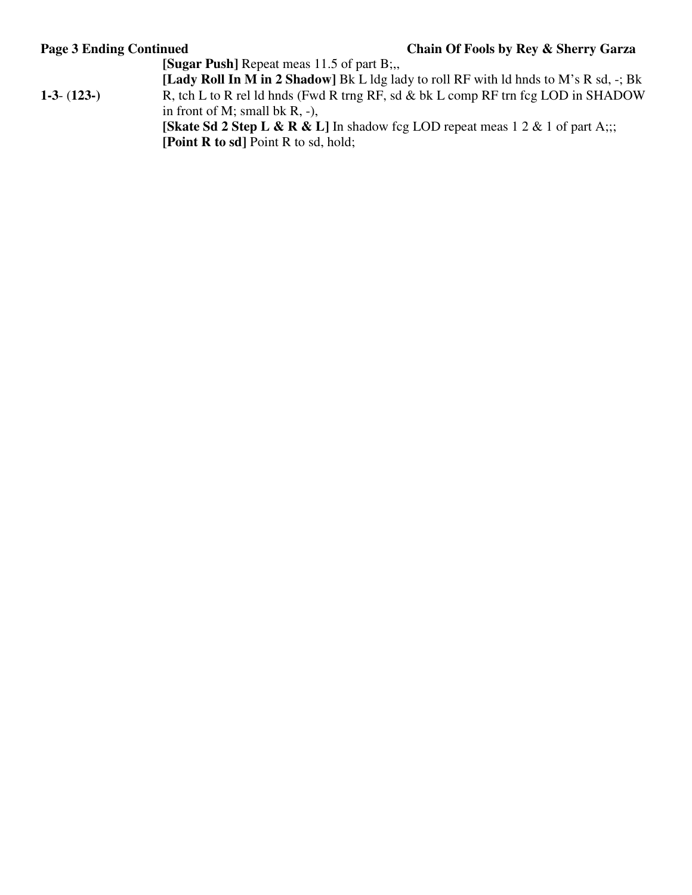[**Sugar Push**] Repeat meas 11.5 of part B;,,

**1-3**- (**123-**) [**Lady Roll In M in 2 Shadow**] Bk L ldg lady to roll RF with ld hnds to M's R sd, -; Bk R, tch L to R rel ld hnds (Fwd R trng RF, sd & bk L comp RF trn fcg LOD in SHADOW in front of M; small bk R, -),

[**Skate Sd 2 Step L & R & L**] In shadow fcg LOD repeat meas 1 2 & 1 of part A;;;

[**Point R to sd**] Point R to sd, hold;